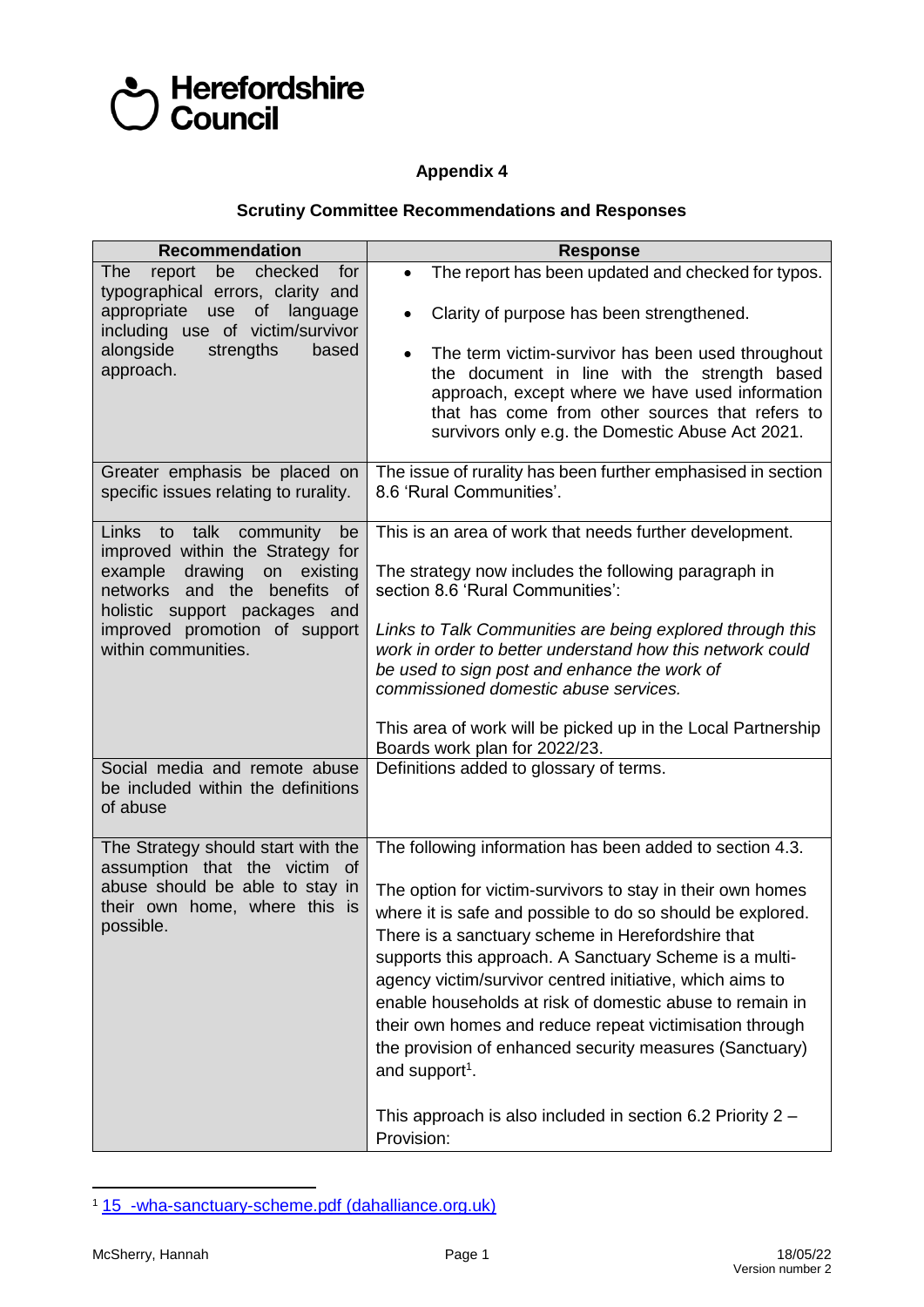Herefordshire Council

**Appendix 4**

**Scrutiny Committee Recommendations and Responses**

| Recommendation | Response |
|---|---|
| The report be checked for typographical errors, clarity and appropriate use of language including use of victim/survivor alongside strengths based approach. | • The report has been updated and checked for typos.<br><br>• Clarity of purpose has been strengthened.<br><br>• The term victim-survivor has been used throughout the document in line with the strength based approach, except where we have used information that has come from other sources that refers to survivors only e.g. the Domestic Abuse Act 2021. |
| Greater emphasis be placed on specific issues relating to rurality. | The issue of rurality has been further emphasised in section 8.6 'Rural Communities'. |
| Links to talk community be improved within the Strategy for example drawing on existing networks and the benefits of holistic support packages and improved promotion of support within communities. | This is an area of work that needs further development.<br><br>The strategy now includes the following paragraph in section 8.6 'Rural Communities':<br><br>*Links to Talk Communities are being explored through this work in order to better understand how this network could be used to sign post and enhance the work of commissioned domestic abuse services.*<br><br>This area of work will be picked up in the Local Partnership Boards work plan for 2022/23. |
| Social media and remote abuse be included within the definitions of abuse | Definitions added to glossary of terms. |
| The Strategy should start with the assumption that the victim of abuse should be able to stay in their own home, where this is possible. | The following information has been added to section 4.3.<br><br>The option for victim-survivors to stay in their own homes where it is safe and possible to do so should be explored. There is a sanctuary scheme in Herefordshire that supports this approach. A Sanctuary Scheme is a multi-agency victim/survivor centred initiative, which aims to enable households at risk of domestic abuse to remain in their own homes and reduce repeat victimisation through the provision of enhanced security measures (Sanctuary) and support[1].<br><br>This approach is also included in section 6.2 Priority 2 – Provision: |

[1] 15_-wha-sanctuary-scheme.pdf (dahalliance.org.uk)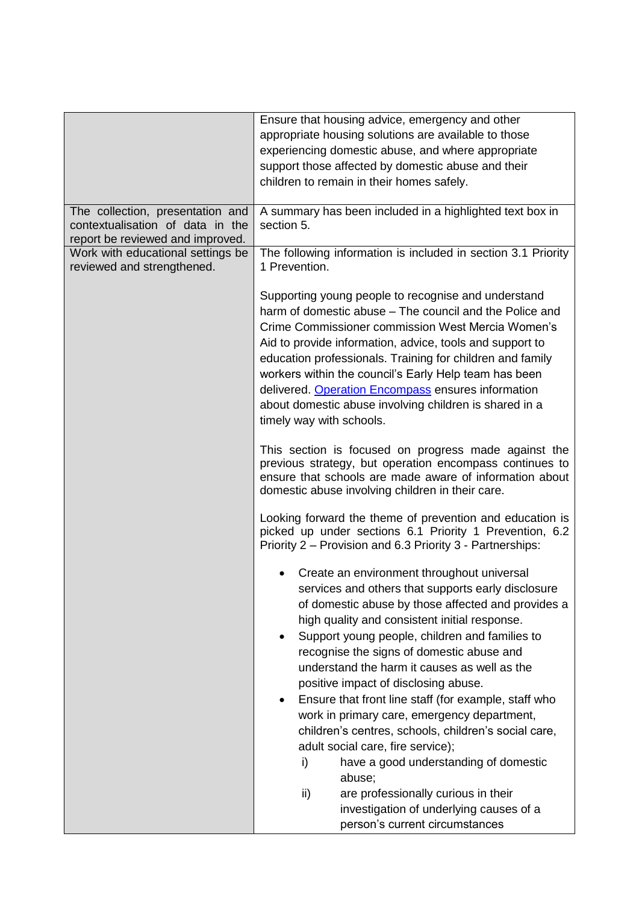|  |  |
| --- | --- |
|  | Ensure that housing advice, emergency and other appropriate housing solutions are available to those experiencing domestic abuse, and where appropriate support those affected by domestic abuse and their children to remain in their homes safely. |
| The collection, presentation and contextualisation of data in the report be reviewed and improved. | A summary has been included in a highlighted text box in section 5. |
| Work with educational settings be reviewed and strengthened. | The following information is included in section 3.1 Priority 1 Prevention.<br><br>Supporting young people to recognise and understand harm of domestic abuse – The council and the Police and Crime Commissioner commission West Mercia Women's Aid to provide information, advice, tools and support to education professionals. Training for children and family workers within the council's Early Help team has been delivered. [Operation Encompass]() ensures information about domestic abuse involving children is shared in a timely way with schools.<br><br>This section is focused on progress made against the previous strategy, but operation encompass continues to ensure that schools are made aware of information about domestic abuse involving children in their care.<br><br>Looking forward the theme of prevention and education is picked up under sections 6.1 Priority 1 Prevention, 6.2 Priority 2 – Provision and 6.3 Priority 3 - Partnerships:<br><br>• Create an environment throughout universal services and others that supports early disclosure of domestic abuse by those affected and provides a high quality and consistent initial response.<br>• Support young people, children and families to recognise the signs of domestic abuse and understand the harm it causes as well as the positive impact of disclosing abuse.<br>• Ensure that front line staff (for example, staff who work in primary care, emergency department, children's centres, schools, children's social care, adult social care, fire service);<br>i) have a good understanding of domestic abuse;<br>ii) are professionally curious in their investigation of underlying causes of a person's current circumstances |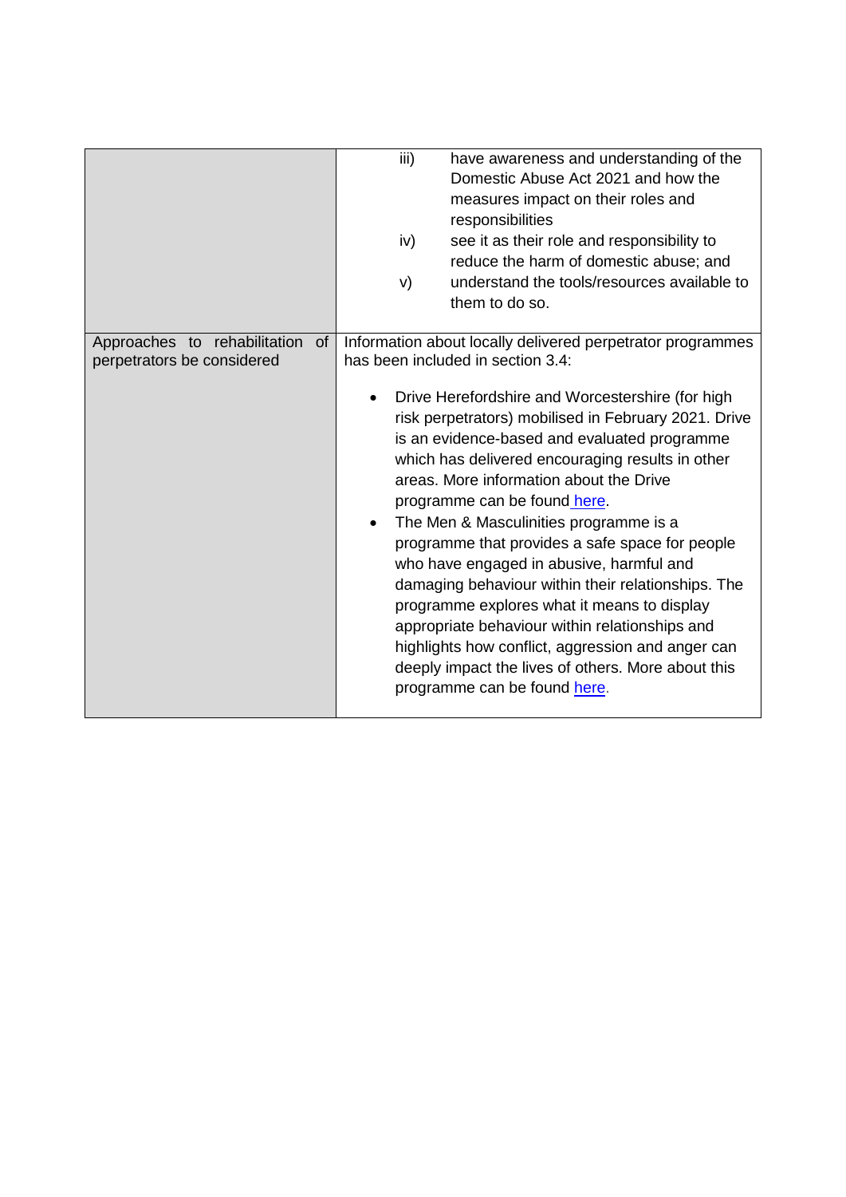| | |
|---|---|
| | iii) have awareness and understanding of the Domestic Abuse Act 2021 and how the measures impact on their roles and responsibilities<br>iv) see it as their role and responsibility to reduce the harm of domestic abuse; and<br>v) understand the tools/resources available to them to do so. |
| Approaches to rehabilitation of perpetrators be considered | Information about locally delivered perpetrator programmes has been included in section 3.4:<br><br>• Drive Herefordshire and Worcestershire (for high risk perpetrators) mobilised in February 2021. Drive is an evidence-based and evaluated programme which has delivered encouraging results in other areas. More information about the Drive programme can be found here.<br>• The Men & Masculinities programme is a programme that provides a safe space for people who have engaged in abusive, harmful and damaging behaviour within their relationships. The programme explores what it means to display appropriate behaviour within relationships and highlights how conflict, aggression and anger can deeply impact the lives of others. More about this programme can be found here. |